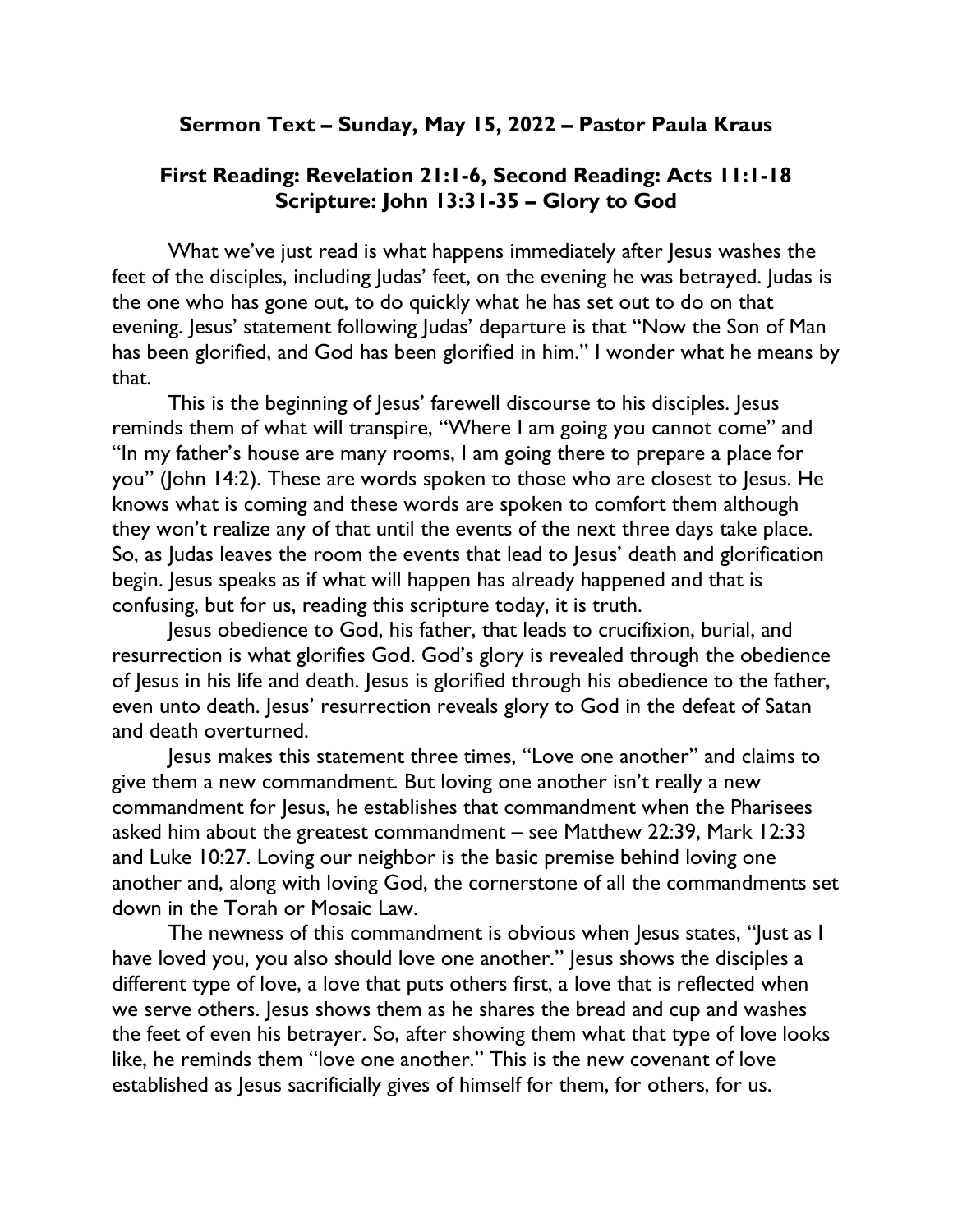**Sermon Text – Sunday, May 15, 2022 – Pastor Paula Kraus**

**First Reading: Revelation 21:1-6, Second Reading: Acts 11:1-18**
**Scripture: John 13:31-35 – Glory to God**

What we've just read is what happens immediately after Jesus washes the feet of the disciples, including Judas' feet, on the evening he was betrayed. Judas is the one who has gone out, to do quickly what he has set out to do on that evening. Jesus' statement following Judas' departure is that "Now the Son of Man has been glorified, and God has been glorified in him." I wonder what he means by that.

This is the beginning of Jesus' farewell discourse to his disciples. Jesus reminds them of what will transpire, "Where I am going you cannot come" and "In my father's house are many rooms, I am going there to prepare a place for you" (John 14:2). These are words spoken to those who are closest to Jesus. He knows what is coming and these words are spoken to comfort them although they won't realize any of that until the events of the next three days take place. So, as Judas leaves the room the events that lead to Jesus' death and glorification begin. Jesus speaks as if what will happen has already happened and that is confusing, but for us, reading this scripture today, it is truth.

Jesus obedience to God, his father, that leads to crucifixion, burial, and resurrection is what glorifies God. God's glory is revealed through the obedience of Jesus in his life and death. Jesus is glorified through his obedience to the father, even unto death. Jesus' resurrection reveals glory to God in the defeat of Satan and death overturned.

Jesus makes this statement three times, "Love one another" and claims to give them a new commandment. But loving one another isn't really a new commandment for Jesus, he establishes that commandment when the Pharisees asked him about the greatest commandment – see Matthew 22:39, Mark 12:33 and Luke 10:27. Loving our neighbor is the basic premise behind loving one another and, along with loving God, the cornerstone of all the commandments set down in the Torah or Mosaic Law.

The newness of this commandment is obvious when Jesus states, "Just as I have loved you, you also should love one another." Jesus shows the disciples a different type of love, a love that puts others first, a love that is reflected when we serve others. Jesus shows them as he shares the bread and cup and washes the feet of even his betrayer. So, after showing them what that type of love looks like, he reminds them "love one another." This is the new covenant of love established as Jesus sacrificially gives of himself for them, for others, for us.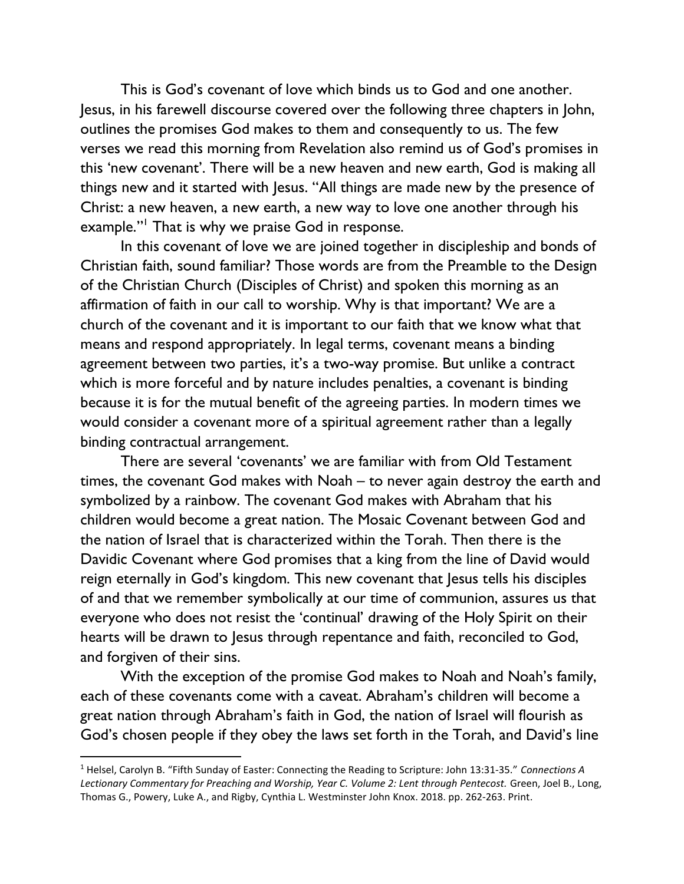This is God's covenant of love which binds us to God and one another. Jesus, in his farewell discourse covered over the following three chapters in John, outlines the promises God makes to them and consequently to us. The few verses we read this morning from Revelation also remind us of God's promises in this 'new covenant'. There will be a new heaven and new earth, God is making all things new and it started with Jesus. "All things are made new by the presence of Christ: a new heaven, a new earth, a new way to love one another through his example."[1] That is why we praise God in response.

In this covenant of love we are joined together in discipleship and bonds of Christian faith, sound familiar? Those words are from the Preamble to the Design of the Christian Church (Disciples of Christ) and spoken this morning as an affirmation of faith in our call to worship. Why is that important? We are a church of the covenant and it is important to our faith that we know what that means and respond appropriately. In legal terms, covenant means a binding agreement between two parties, it's a two-way promise. But unlike a contract which is more forceful and by nature includes penalties, a covenant is binding because it is for the mutual benefit of the agreeing parties. In modern times we would consider a covenant more of a spiritual agreement rather than a legally binding contractual arrangement.

There are several 'covenants' we are familiar with from Old Testament times, the covenant God makes with Noah – to never again destroy the earth and symbolized by a rainbow. The covenant God makes with Abraham that his children would become a great nation. The Mosaic Covenant between God and the nation of Israel that is characterized within the Torah. Then there is the Davidic Covenant where God promises that a king from the line of David would reign eternally in God's kingdom. This new covenant that Jesus tells his disciples of and that we remember symbolically at our time of communion, assures us that everyone who does not resist the 'continual' drawing of the Holy Spirit on their hearts will be drawn to Jesus through repentance and faith, reconciled to God, and forgiven of their sins.

With the exception of the promise God makes to Noah and Noah's family, each of these covenants come with a caveat. Abraham's children will become a great nation through Abraham's faith in God, the nation of Israel will flourish as God's chosen people if they obey the laws set forth in the Torah, and David's line

---

[1] Helsel, Carolyn B. "Fifth Sunday of Easter: Connecting the Reading to Scripture: John 13:31-35." *Connections A Lectionary Commentary for Preaching and Worship, Year C. Volume 2: Lent through Pentecost.* Green, Joel B., Long, Thomas G., Powery, Luke A., and Rigby, Cynthia L. Westminster John Knox. 2018. pp. 262-263. Print.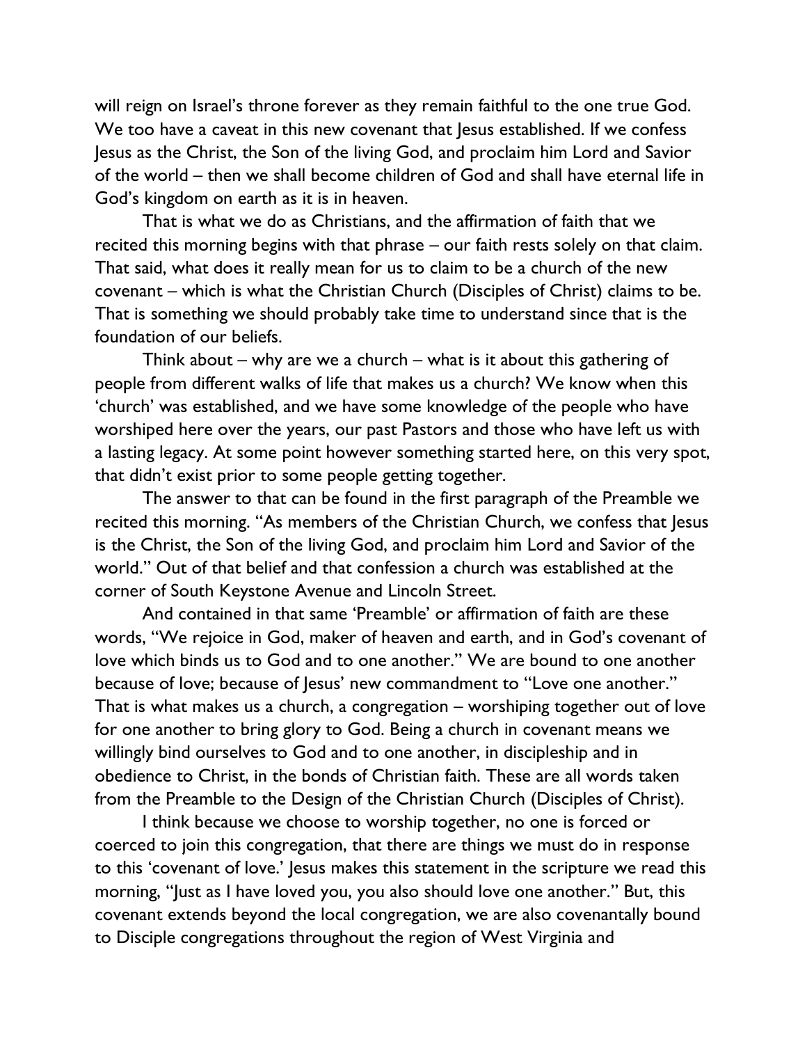will reign on Israel's throne forever as they remain faithful to the one true God. We too have a caveat in this new covenant that Jesus established. If we confess Jesus as the Christ, the Son of the living God, and proclaim him Lord and Savior of the world – then we shall become children of God and shall have eternal life in God's kingdom on earth as it is in heaven.

That is what we do as Christians, and the affirmation of faith that we recited this morning begins with that phrase – our faith rests solely on that claim. That said, what does it really mean for us to claim to be a church of the new covenant – which is what the Christian Church (Disciples of Christ) claims to be. That is something we should probably take time to understand since that is the foundation of our beliefs.

Think about – why are we a church – what is it about this gathering of people from different walks of life that makes us a church? We know when this 'church' was established, and we have some knowledge of the people who have worshiped here over the years, our past Pastors and those who have left us with a lasting legacy. At some point however something started here, on this very spot, that didn't exist prior to some people getting together.

The answer to that can be found in the first paragraph of the Preamble we recited this morning. "As members of the Christian Church, we confess that Jesus is the Christ, the Son of the living God, and proclaim him Lord and Savior of the world." Out of that belief and that confession a church was established at the corner of South Keystone Avenue and Lincoln Street.

And contained in that same 'Preamble' or affirmation of faith are these words, "We rejoice in God, maker of heaven and earth, and in God's covenant of love which binds us to God and to one another." We are bound to one another because of love; because of Jesus' new commandment to "Love one another." That is what makes us a church, a congregation – worshiping together out of love for one another to bring glory to God. Being a church in covenant means we willingly bind ourselves to God and to one another, in discipleship and in obedience to Christ, in the bonds of Christian faith. These are all words taken from the Preamble to the Design of the Christian Church (Disciples of Christ).

I think because we choose to worship together, no one is forced or coerced to join this congregation, that there are things we must do in response to this 'covenant of love.' Jesus makes this statement in the scripture we read this morning, "Just as I have loved you, you also should love one another." But, this covenant extends beyond the local congregation, we are also covenantally bound to Disciple congregations throughout the region of West Virginia and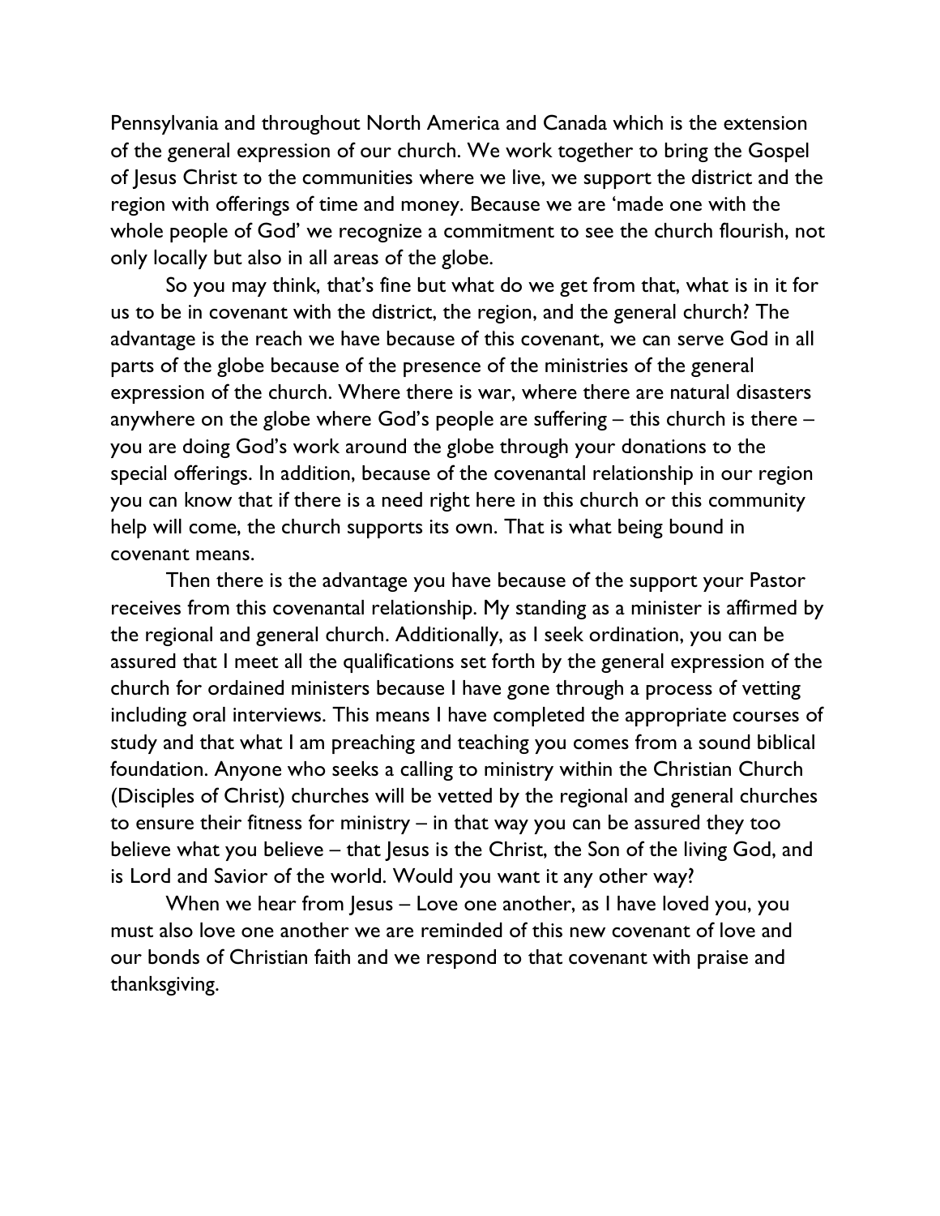Pennsylvania and throughout North America and Canada which is the extension of the general expression of our church. We work together to bring the Gospel of Jesus Christ to the communities where we live, we support the district and the region with offerings of time and money. Because we are 'made one with the whole people of God' we recognize a commitment to see the church flourish, not only locally but also in all areas of the globe.

So you may think, that's fine but what do we get from that, what is in it for us to be in covenant with the district, the region, and the general church? The advantage is the reach we have because of this covenant, we can serve God in all parts of the globe because of the presence of the ministries of the general expression of the church. Where there is war, where there are natural disasters anywhere on the globe where God's people are suffering – this church is there – you are doing God's work around the globe through your donations to the special offerings. In addition, because of the covenantal relationship in our region you can know that if there is a need right here in this church or this community help will come, the church supports its own. That is what being bound in covenant means.

Then there is the advantage you have because of the support your Pastor receives from this covenantal relationship. My standing as a minister is affirmed by the regional and general church. Additionally, as I seek ordination, you can be assured that I meet all the qualifications set forth by the general expression of the church for ordained ministers because I have gone through a process of vetting including oral interviews. This means I have completed the appropriate courses of study and that what I am preaching and teaching you comes from a sound biblical foundation. Anyone who seeks a calling to ministry within the Christian Church (Disciples of Christ) churches will be vetted by the regional and general churches to ensure their fitness for ministry – in that way you can be assured they too believe what you believe – that Jesus is the Christ, the Son of the living God, and is Lord and Savior of the world. Would you want it any other way?

When we hear from Jesus – Love one another, as I have loved you, you must also love one another we are reminded of this new covenant of love and our bonds of Christian faith and we respond to that covenant with praise and thanksgiving.